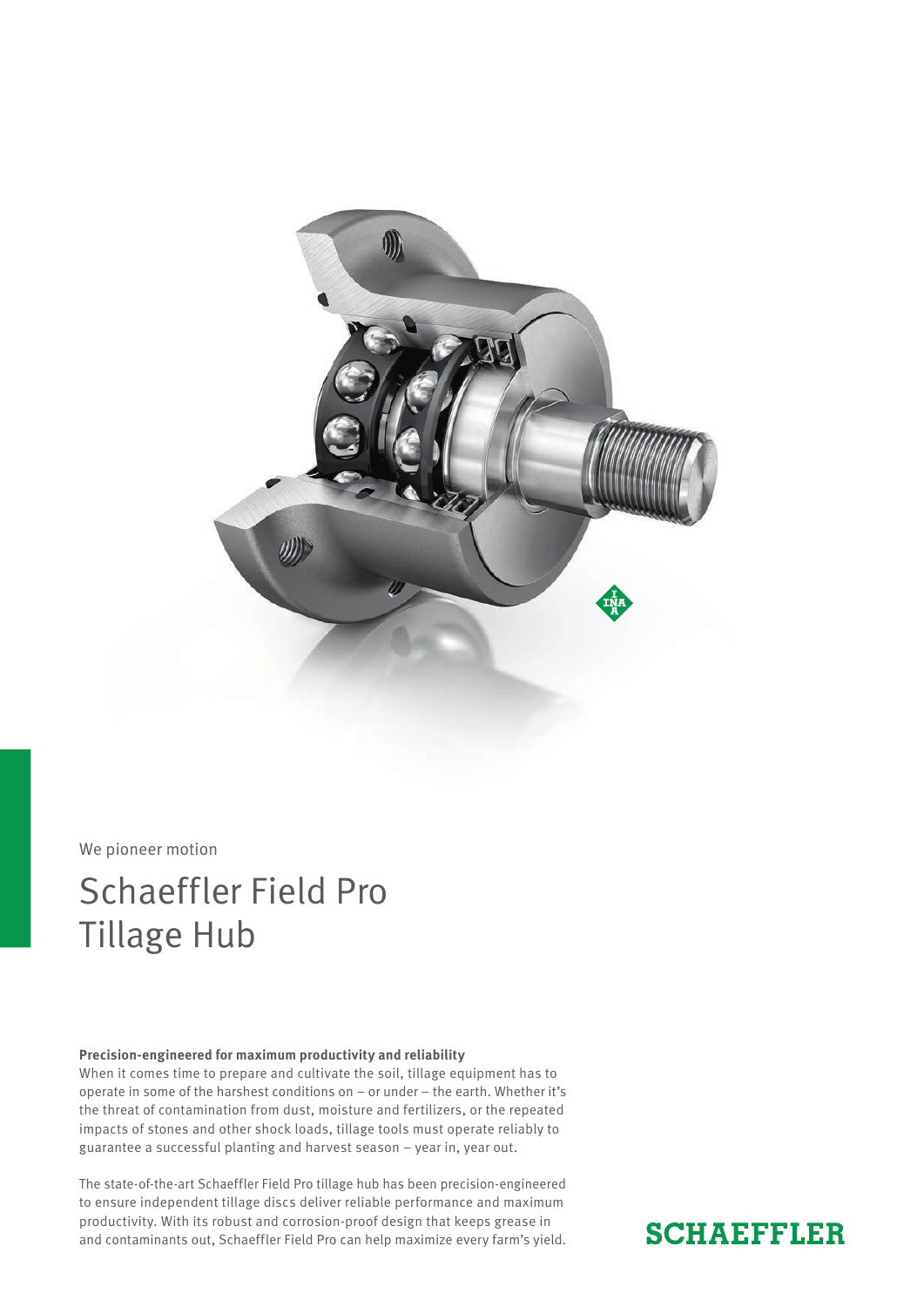We pioneer motion

# Schaeffler Field Pro Tillage Hub

**Precision-engineered for maximum productivity and reliability**

When it comes time to prepare and cultivate the soil, tillage equipment has to operate in some of the harshest conditions on – or under – the earth. Whether it's the threat of contamination from dust, moisture and fertilizers, or the repeated impacts of stones and other shock loads, tillage tools must operate reliably to guarantee a successful planting and harvest season – year in, year out.

The state-of-the-art Schaeffler Field Pro tillage hub has been precision-engineered to ensure independent tillage discs deliver reliable performance and maximum productivity. With its robust and corrosion-proof design that keeps grease in and contaminants out, Schaeffler Field Pro can help maximize every farm's yield.

SCHAEFFLER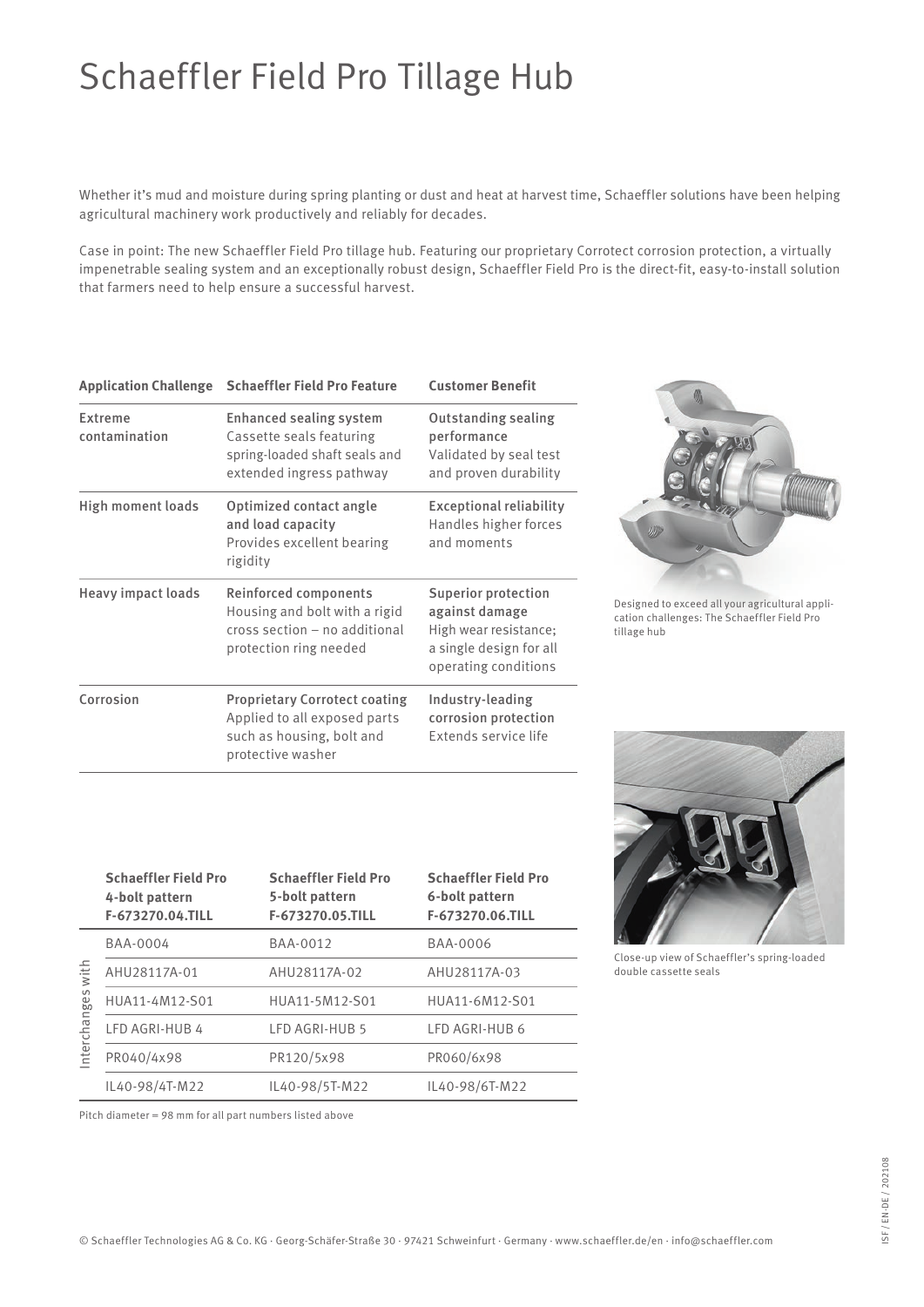# Schaeffler Field Pro Tillage Hub

Whether it's mud and moisture during spring planting or dust and heat at harvest time, Schaeffler solutions have been helping agricultural machinery work productively and reliably for decades.

Case in point: The new Schaeffler Field Pro tillage hub. Featuring our proprietary Corrotect corrosion protection, a virtually impenetrable sealing system and an exceptionally robust design, Schaeffler Field Pro is the direct-fit, easy-to-install solution that farmers need to help ensure a successful harvest.

| Application Challenge | Schaeffler Field Pro Feature | Customer Benefit |
|---|---|---|
| Extreme contamination | **Enhanced sealing system** Cassette seals featuring spring-loaded shaft seals and extended ingress pathway | **Outstanding sealing performance** Validated by seal test and proven durability |
| High moment loads | **Optimized contact angle and load capacity** Provides excellent bearing rigidity | **Exceptional reliability** Handles higher forces and moments |
| Heavy impact loads | **Reinforced components** Housing and bolt with a rigid cross section – no additional protection ring needed | **Superior protection against damage** High wear resistance; a single design for all operating conditions |
| Corrosion | **Proprietary Corrotect coating** Applied to all exposed parts such as housing, bolt and protective washer | **Industry-leading corrosion protection** Extends service life |

Designed to exceed all your agricultural application challenges: The Schaeffler Field Pro tillage hub

Close-up view of Schaeffler's spring-loaded double cassette seals

| | Schaeffler Field Pro 4-bolt pattern F-673270.04.TILL | Schaeffler Field Pro 5-bolt pattern F-673270.05.TILL | Schaeffler Field Pro 6-bolt pattern F-673270.06.TILL |
|---|---|---|---|
| Interchanges with | BAA-0004 | BAA-0012 | BAA-0006 |
| | AHU28117A-01 | AHU28117A-02 | AHU28117A-03 |
| | HUA11-4M12-S01 | HUA11-5M12-S01 | HUA11-6M12-S01 |
| | LFD AGRI-HUB 4 | LFD AGRI-HUB 5 | LFD AGRI-HUB 6 |
| | PR040/4x98 | PR120/5x98 | PR060/6x98 |
| | IL40-98/4T-M22 | IL40-98/5T-M22 | IL40-98/6T-M22 |

Pitch diameter = 98 mm for all part numbers listed above

© Schaeffler Technologies AG & Co. KG · Georg-Schäfer-Straße 30 · 97421 Schweinfurt · Germany · www.schaeffler.de/en · info@schaeffler.com

ISF / EN-DE / 202108